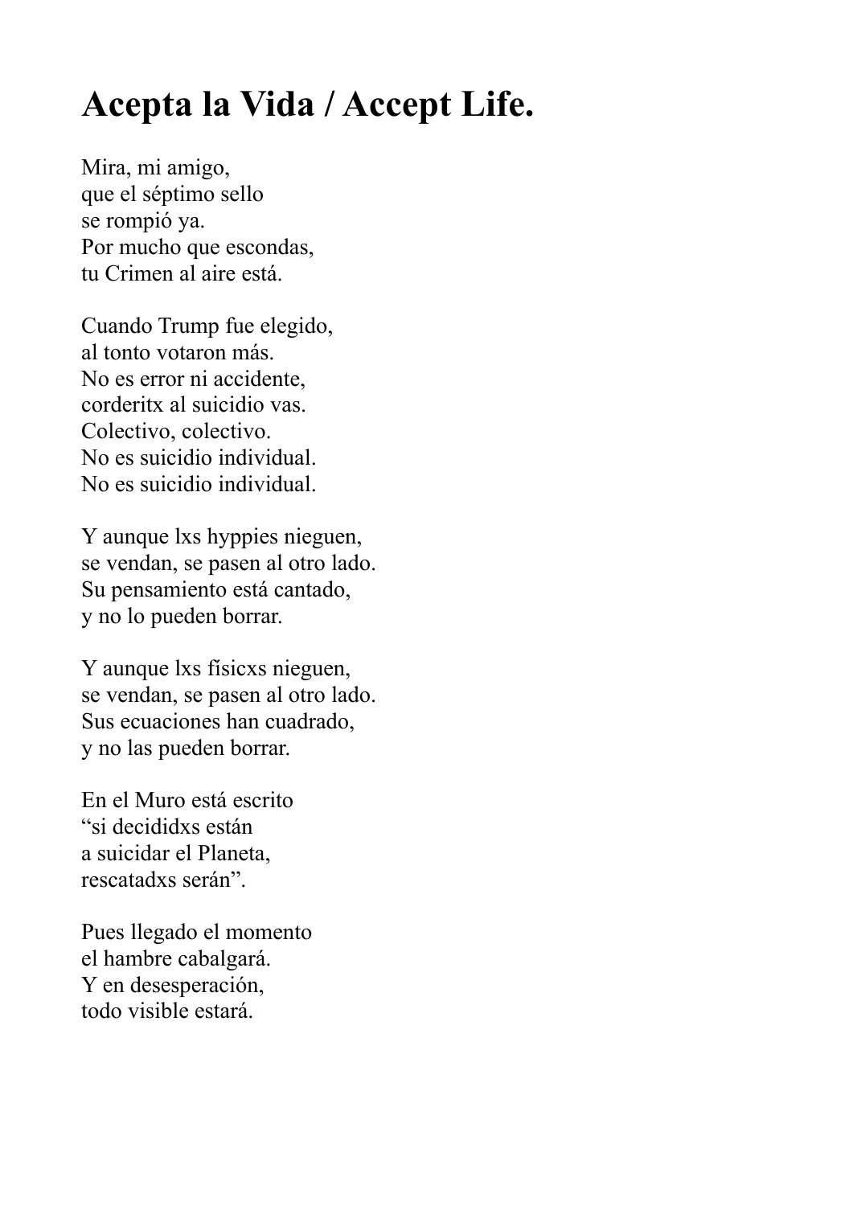# Acepta la Vida / Accept Life.

Mira, mi amigo,
que el séptimo sello
se rompió ya.
Por mucho que escondas,
tu Crimen al aire está.

Cuando Trump fue elegido,
al tonto votaron más.
No es error ni accidente,
corderitx al suicidio vas.
Colectivo, colectivo.
No es suicidio individual.
No es suicidio individual.

Y aunque lxs hyppies nieguen,
se vendan, se pasen al otro lado.
Su pensamiento está cantado,
y no lo pueden borrar.

Y aunque lxs físicxs nieguen,
se vendan, se pasen al otro lado.
Sus ecuaciones han cuadrado,
y no las pueden borrar.

En el Muro está escrito
"si decididxs están
a suicidar el Planeta,
rescatadxs serán".

Pues llegado el momento
el hambre cabalgará.
Y en desesperación,
todo visible estará.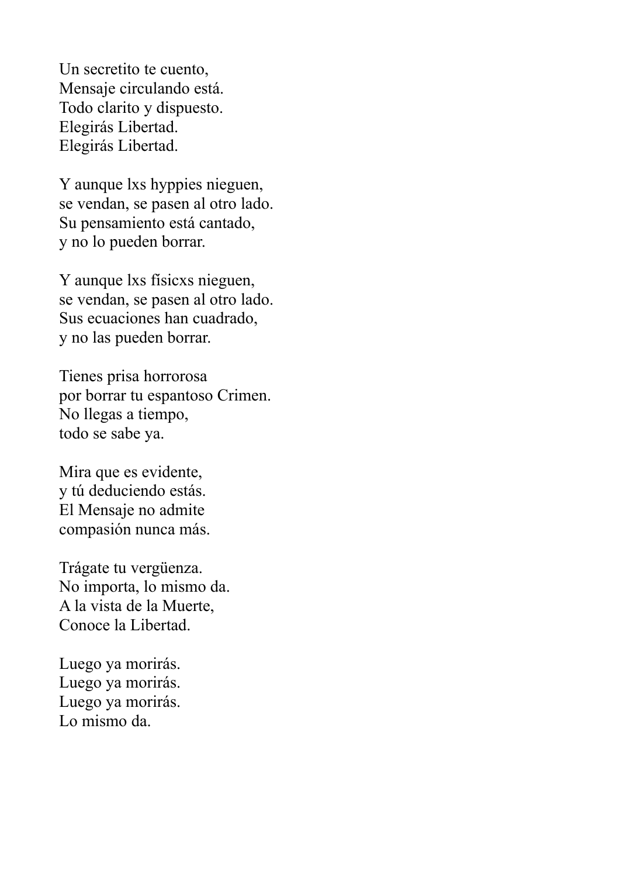Un secretito te cuento,
Mensaje circulando está.
Todo clarito y dispuesto.
Elegirás Libertad.
Elegirás Libertad.

Y aunque lxs hyppies nieguen,
se vendan, se pasen al otro lado.
Su pensamiento está cantado,
y no lo pueden borrar.

Y aunque lxs físicxs nieguen,
se vendan, se pasen al otro lado.
Sus ecuaciones han cuadrado,
y no las pueden borrar.

Tienes prisa horrorosa
por borrar tu espantoso Crimen.
No llegas a tiempo,
todo se sabe ya.

Mira que es evidente,
y tú deduciendo estás.
El Mensaje no admite
compasión nunca más.

Trágate tu vergüenza.
No importa, lo mismo da.
A la vista de la Muerte,
Conoce la Libertad.

Luego ya morirás.
Luego ya morirás.
Luego ya morirás.
Lo mismo da.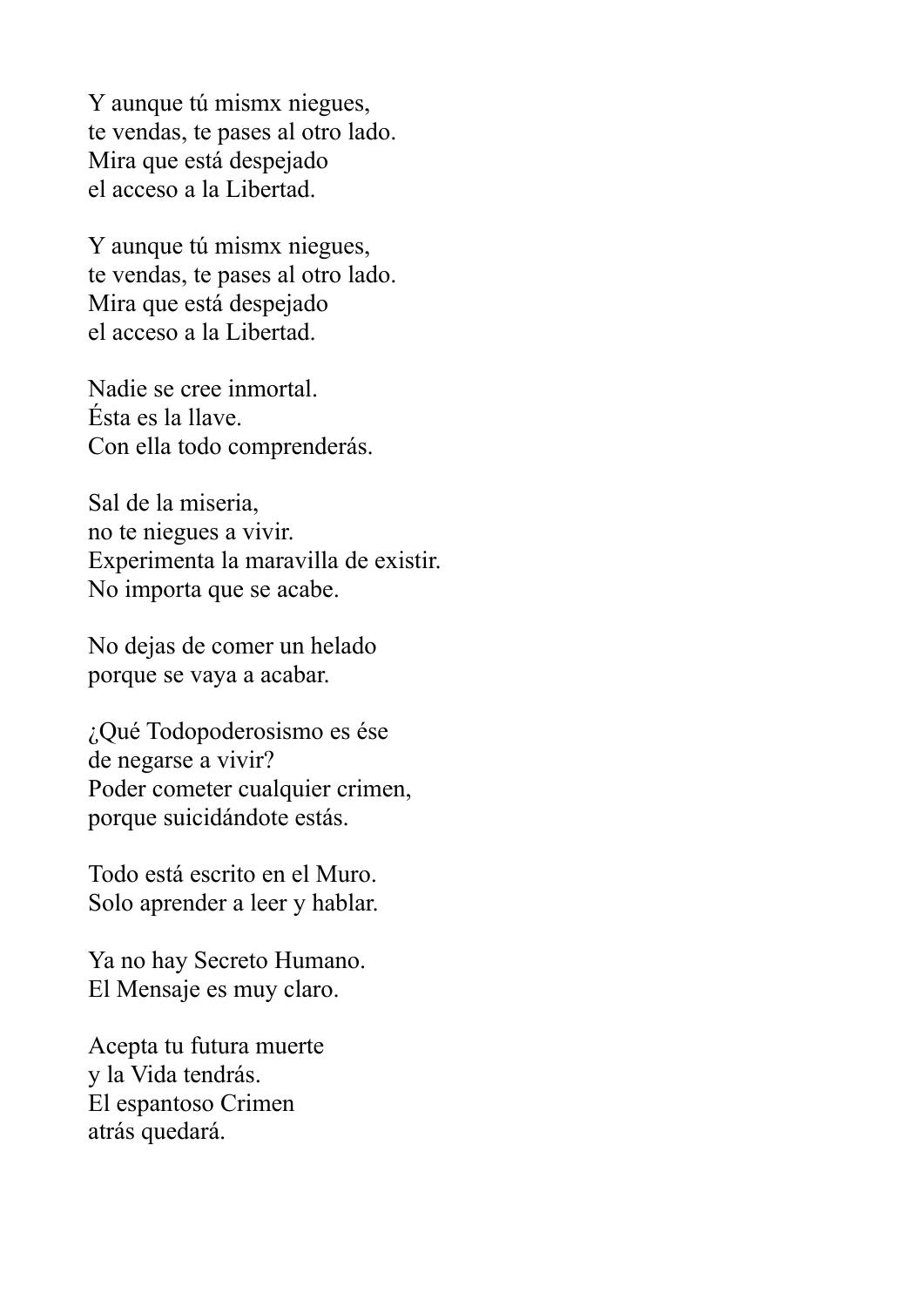Y aunque tú mismx niegues,
te vendas, te pases al otro lado.
Mira que está despejado
el acceso a la Libertad.

Y aunque tú mismx niegues,
te vendas, te pases al otro lado.
Mira que está despejado
el acceso a la Libertad.

Nadie se cree inmortal.
Ésta es la llave.
Con ella todo comprenderás.

Sal de la miseria,
no te niegues a vivir.
Experimenta la maravilla de existir.
No importa que se acabe.

No dejas de comer un helado
porque se vaya a acabar.

¿Qué Todopoderosismo es ése
de negarse a vivir?
Poder cometer cualquier crimen,
porque suicidándote estás.

Todo está escrito en el Muro.
Solo aprender a leer y hablar.

Ya no hay Secreto Humano.
El Mensaje es muy claro.

Acepta tu futura muerte
y la Vida tendrás.
El espantoso Crimen
atrás quedará.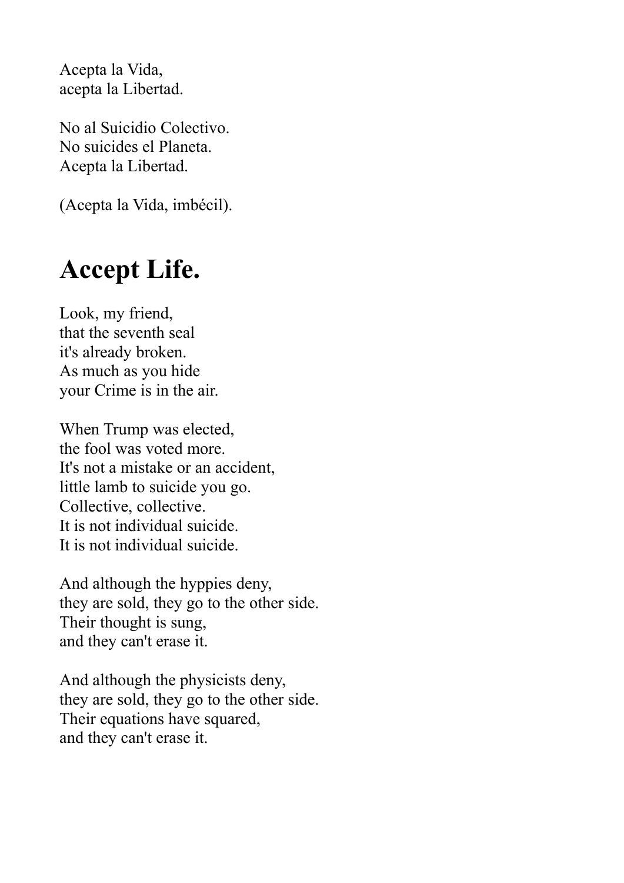Acepta la Vida,
acepta la Libertad.

No al Suicidio Colectivo.
No suicides el Planeta.
Acepta la Libertad.

(Acepta la Vida, imbécil).

# Accept Life.

Look, my friend,
that the seventh seal
it's already broken.
As much as you hide
your Crime is in the air.

When Trump was elected,
the fool was voted more.
It's not a mistake or an accident,
little lamb to suicide you go.
Collective, collective.
It is not individual suicide.
It is not individual suicide.

And although the hyppies deny,
they are sold, they go to the other side.
Their thought is sung,
and they can't erase it.

And although the physicists deny,
they are sold, they go to the other side.
Their equations have squared,
and they can't erase it.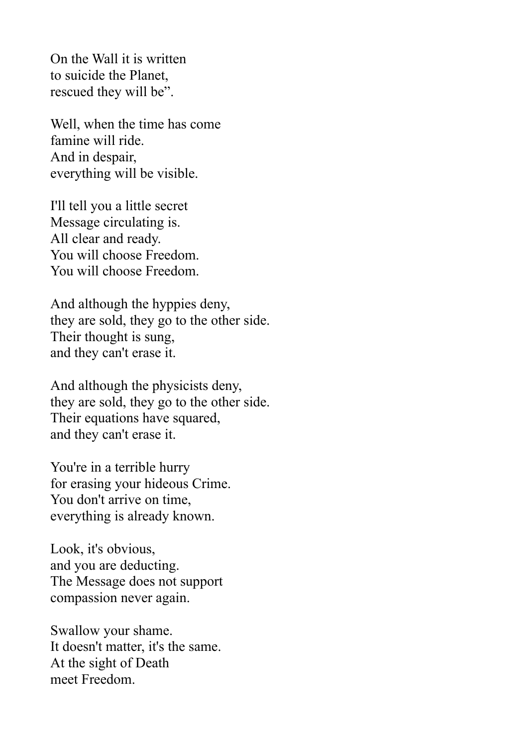On the Wall it is written  
to suicide the Planet,  
rescued they will be".

Well, when the time has come  
famine will ride.  
And in despair,  
everything will be visible.

I'll tell you a little secret  
Message circulating is.  
All clear and ready.  
You will choose Freedom.  
You will choose Freedom.

And although the hyppies deny,  
they are sold, they go to the other side.  
Their thought is sung,  
and they can't erase it.

And although the physicists deny,  
they are sold, they go to the other side.  
Their equations have squared,  
and they can't erase it.

You're in a terrible hurry  
for erasing your hideous Crime.  
You don't arrive on time,  
everything is already known.

Look, it's obvious,  
and you are deducting.  
The Message does not support  
compassion never again.

Swallow your shame.  
It doesn't matter, it's the same.  
At the sight of Death  
meet Freedom.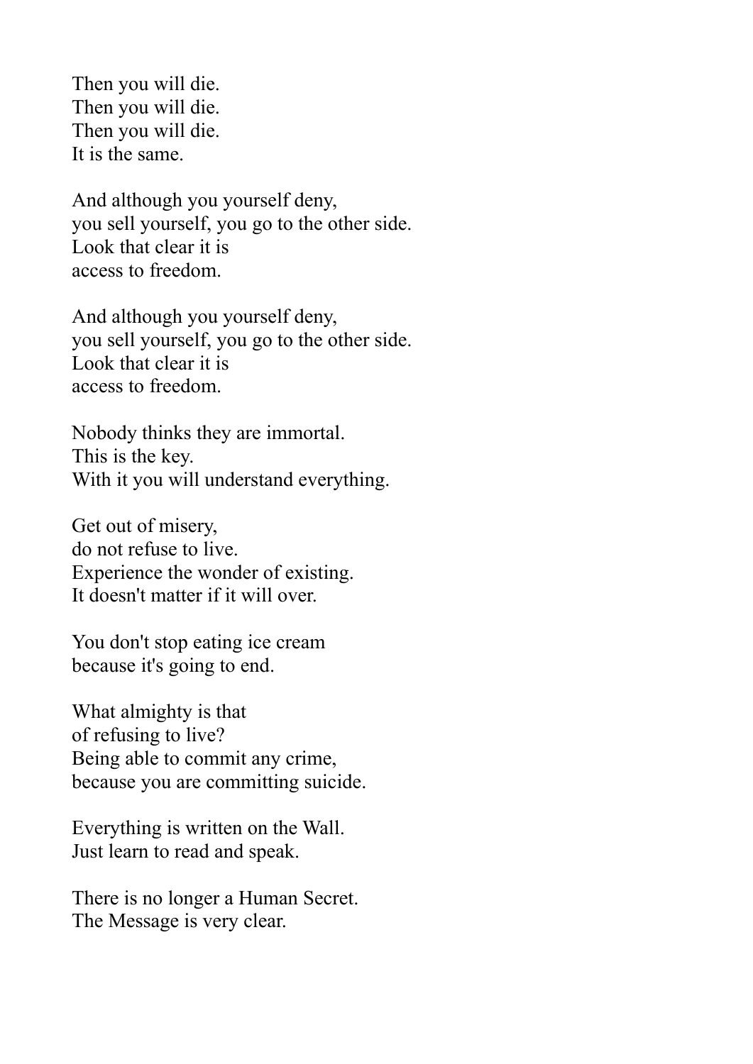Then you will die.
Then you will die.
Then you will die.
It is the same.

And although you yourself deny,
you sell yourself, you go to the other side.
Look that clear it is
access to freedom.

And although you yourself deny,
you sell yourself, you go to the other side.
Look that clear it is
access to freedom.

Nobody thinks they are immortal.
This is the key.
With it you will understand everything.

Get out of misery,
do not refuse to live.
Experience the wonder of existing.
It doesn't matter if it will over.

You don't stop eating ice cream
because it's going to end.

What almighty is that
of refusing to live?
Being able to commit any crime,
because you are committing suicide.

Everything is written on the Wall.
Just learn to read and speak.

There is no longer a Human Secret.
The Message is very clear.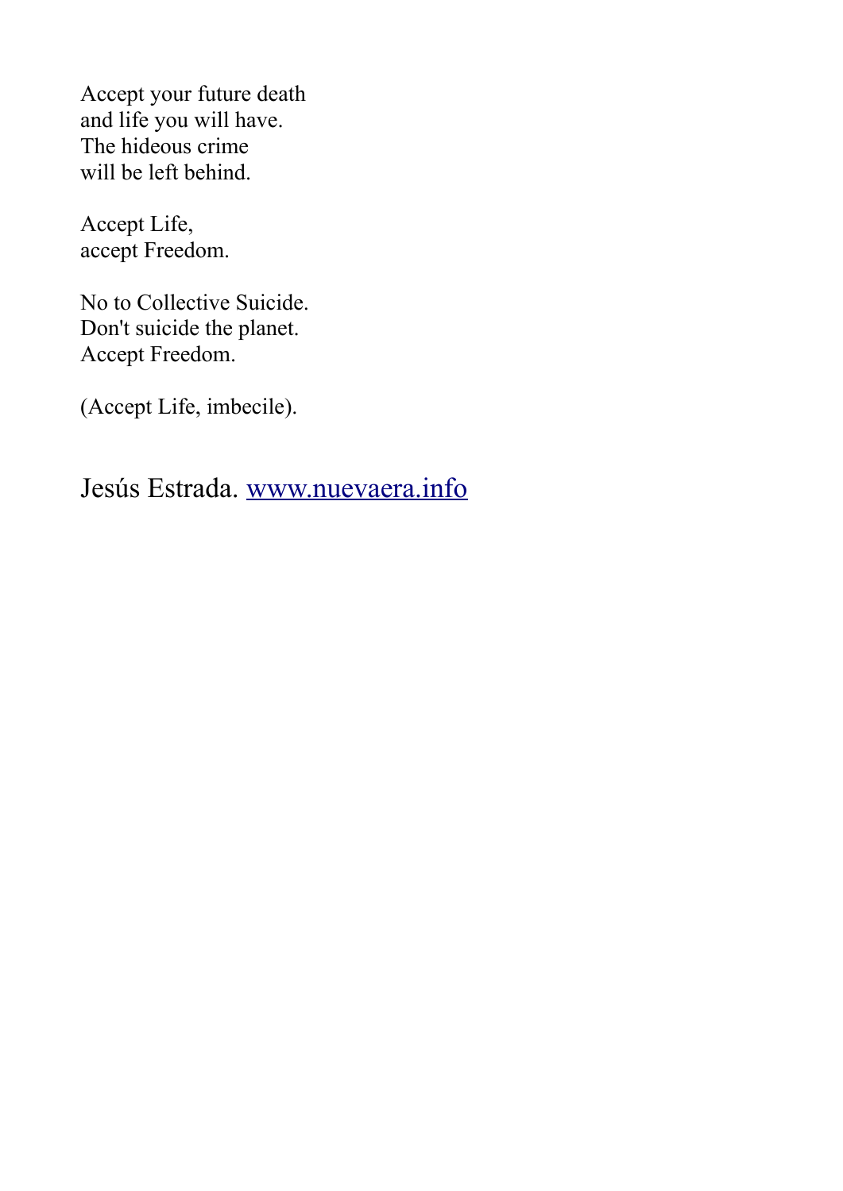Accept your future death
and life you will have.
The hideous crime
will be left behind.

Accept Life,
accept Freedom.

No to Collective Suicide.
Don't suicide the planet.
Accept Freedom.

(Accept Life, imbecile).

Jesús Estrada. [www.nuevaera.info](http://www.nuevaera.info)